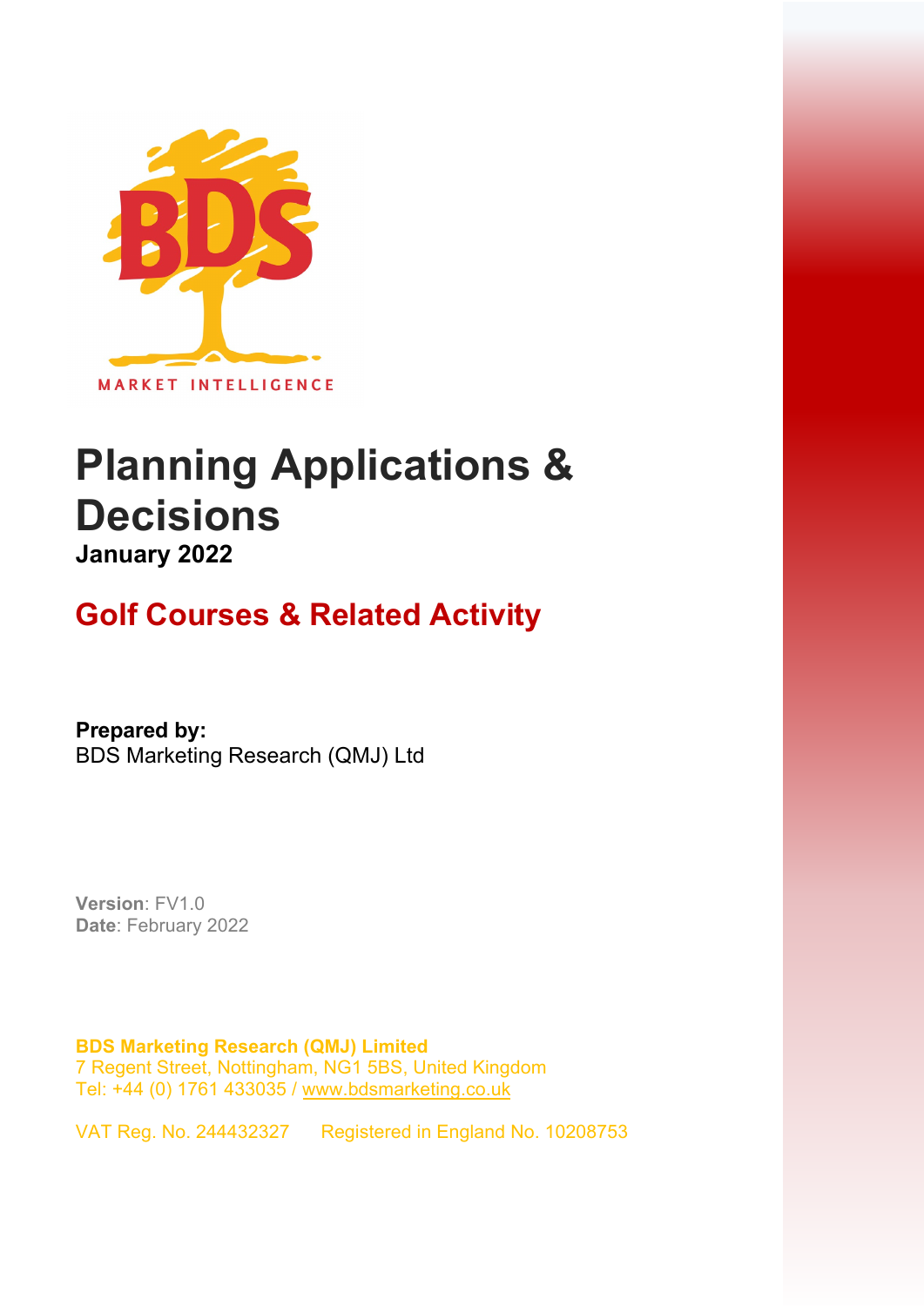MARKET INTELLIGENCE

# Planning Applications & Decisions

**January 2022**

## Golf Courses & Related Activity

**Prepared by:**
BDS Marketing Research (QMJ) Ltd

**Version**: FV1.0
**Date**: February 2022

**BDS Marketing Research (QMJ) Limited**
7 Regent Street, Nottingham, NG1 5BS, United Kingdom
Tel: +44 (0) 1761 433035 / www.bdsmarketing.co.uk

VAT Reg. No. 244432327 Registered in England No. 10208753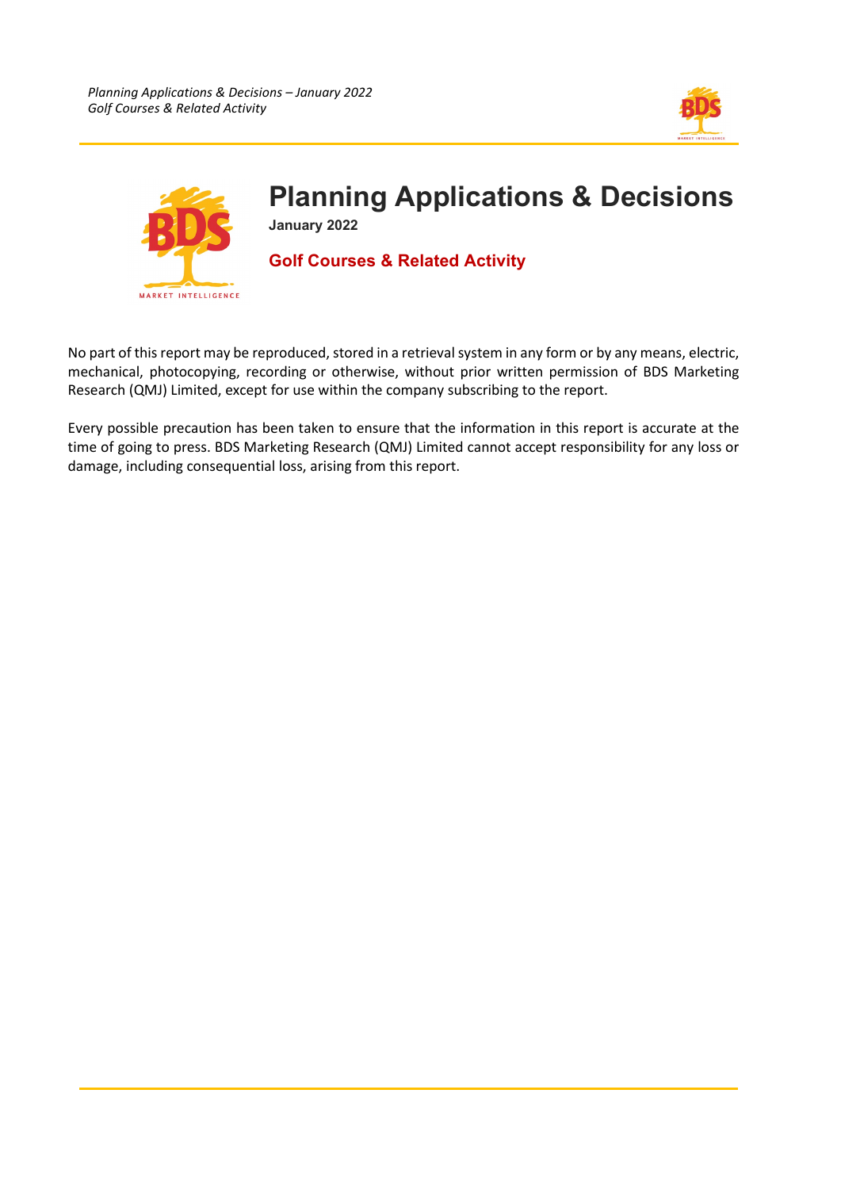# Planning Applications & Decisions

**January 2022**

## Golf Courses & Related Activity

No part of this report may be reproduced, stored in a retrieval system in any form or by any means, electric, mechanical, photocopying, recording or otherwise, without prior written permission of BDS Marketing Research (QMJ) Limited, except for use within the company subscribing to the report.

Every possible precaution has been taken to ensure that the information in this report is accurate at the time of going to press. BDS Marketing Research (QMJ) Limited cannot accept responsibility for any loss or damage, including consequential loss, arising from this report.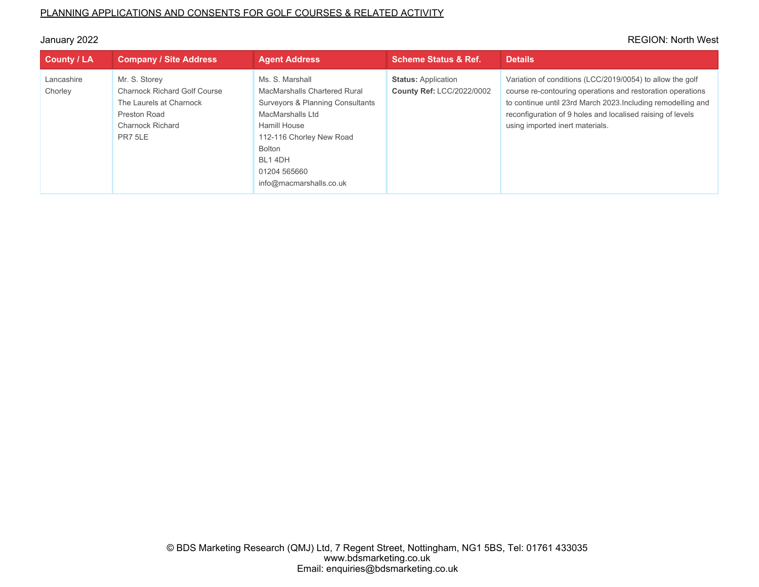PLANNING APPLICATIONS AND CONSENTS FOR GOLF COURSES & RELATED ACTIVITY

January 2022

REGION: North West

| County / LA | Company / Site Address | Agent Address | Scheme Status & Ref. | Details |
|---|---|---|---|---|
| Lancashire<br>Chorley | Mr. S. Storey<br>Charnock Richard Golf Course<br>The Laurels at Charnock<br>Preston Road<br>Charnock Richard<br>PR7 5LE | Ms. S. Marshall<br>MacMarshalls Chartered Rural Surveyors & Planning Consultants<br>MacMarshalls Ltd<br>Hamill House<br>112-116 Chorley New Road<br>Bolton<br>BL1 4DH<br>01204 565660<br>info@macmarshalls.co.uk | **Status:** Application<br>**County Ref:** LCC/2022/0002 | Variation of conditions (LCC/2019/0054) to allow the golf course re-contouring operations and restoration operations to continue until 23rd March 2023.Including remodelling and reconfiguration of 9 holes and localised raising of levels using imported inert materials. |

© BDS Marketing Research (QMJ) Ltd, 7 Regent Street, Nottingham, NG1 5BS, Tel: 01761 433035
www.bdsmarketing.co.uk
Email: enquiries@bdsmarketing.co.uk